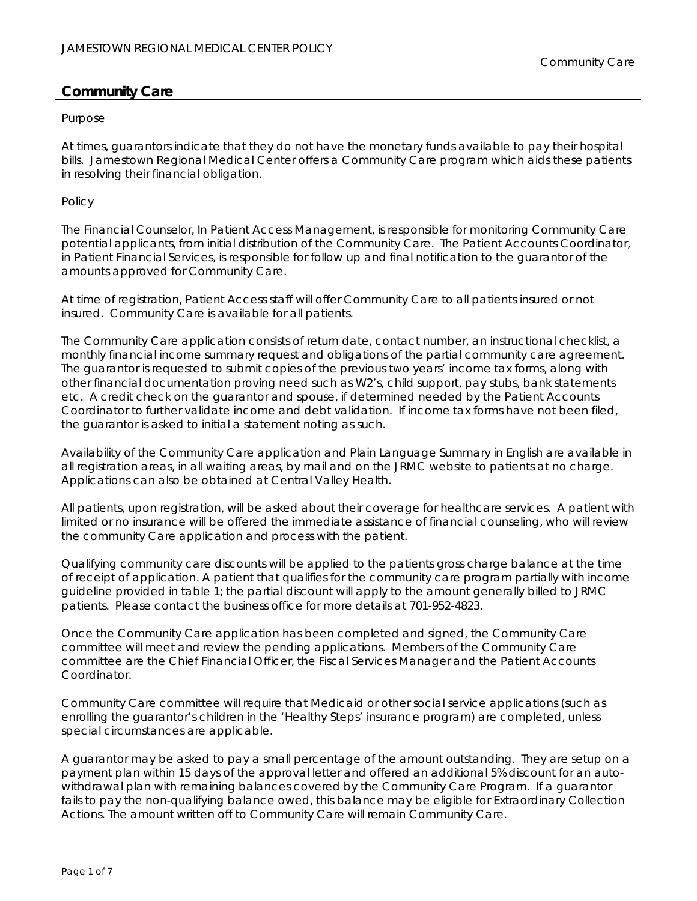# Community Care

Purpose

At times, guarantors indicate that they do not have the monetary funds available to pay their hospital bills. Jamestown Regional Medical Center offers a Community Care program which aids these patients in resolving their financial obligation.

Policy

The Financial Counselor, In Patient Access Management, is responsible for monitoring Community Care potential applicants, from initial distribution of the Community Care. The Patient Accounts Coordinator, in Patient Financial Services, is responsible for follow up and final notification to the guarantor of the amounts approved for Community Care.

At time of registration, Patient Access staff will offer Community Care to all patients insured or not insured. Community Care is available for all patients.

The Community Care application consists of return date, contact number, an instructional checklist, a monthly financial income summary request and obligations of the partial community care agreement. The guarantor is requested to submit copies of the previous two years' income tax forms, along with other financial documentation proving need such as W2's, child support, pay stubs, bank statements etc. A credit check on the guarantor and spouse, if determined needed by the Patient Accounts Coordinator to further validate income and debt validation. If income tax forms have not been filed, the guarantor is asked to initial a statement noting as such.

Availability of the Community Care application and Plain Language Summary in English are available in all registration areas, in all waiting areas, by mail and on the JRMC website to patients at no charge. Applications can also be obtained at Central Valley Health.

All patients, upon registration, will be asked about their coverage for healthcare services. A patient with limited or no insurance will be offered the immediate assistance of financial counseling, who will review the community Care application and process with the patient.

Qualifying community care discounts will be applied to the patients gross charge balance at the time of receipt of application. A patient that qualifies for the community care program partially with income guideline provided in table 1; the partial discount will apply to the amount generally billed to JRMC patients. Please contact the business office for more details at 701-952-4823.

Once the Community Care application has been completed and signed, the Community Care committee will meet and review the pending applications. Members of the Community Care committee are the Chief Financial Officer, the Fiscal Services Manager and the Patient Accounts Coordinator.

Community Care committee will require that Medicaid or other social service applications (such as enrolling the guarantor's children in the 'Healthy Steps' insurance program) are completed, unless special circumstances are applicable.

A guarantor may be asked to pay a small percentage of the amount outstanding. They are setup on a payment plan within 15 days of the approval letter and offered an additional 5% discount for an auto-withdrawal plan with remaining balances covered by the Community Care Program. If a guarantor fails to pay the non-qualifying balance owed, this balance may be eligible for Extraordinary Collection Actions. The amount written off to Community Care will remain Community Care.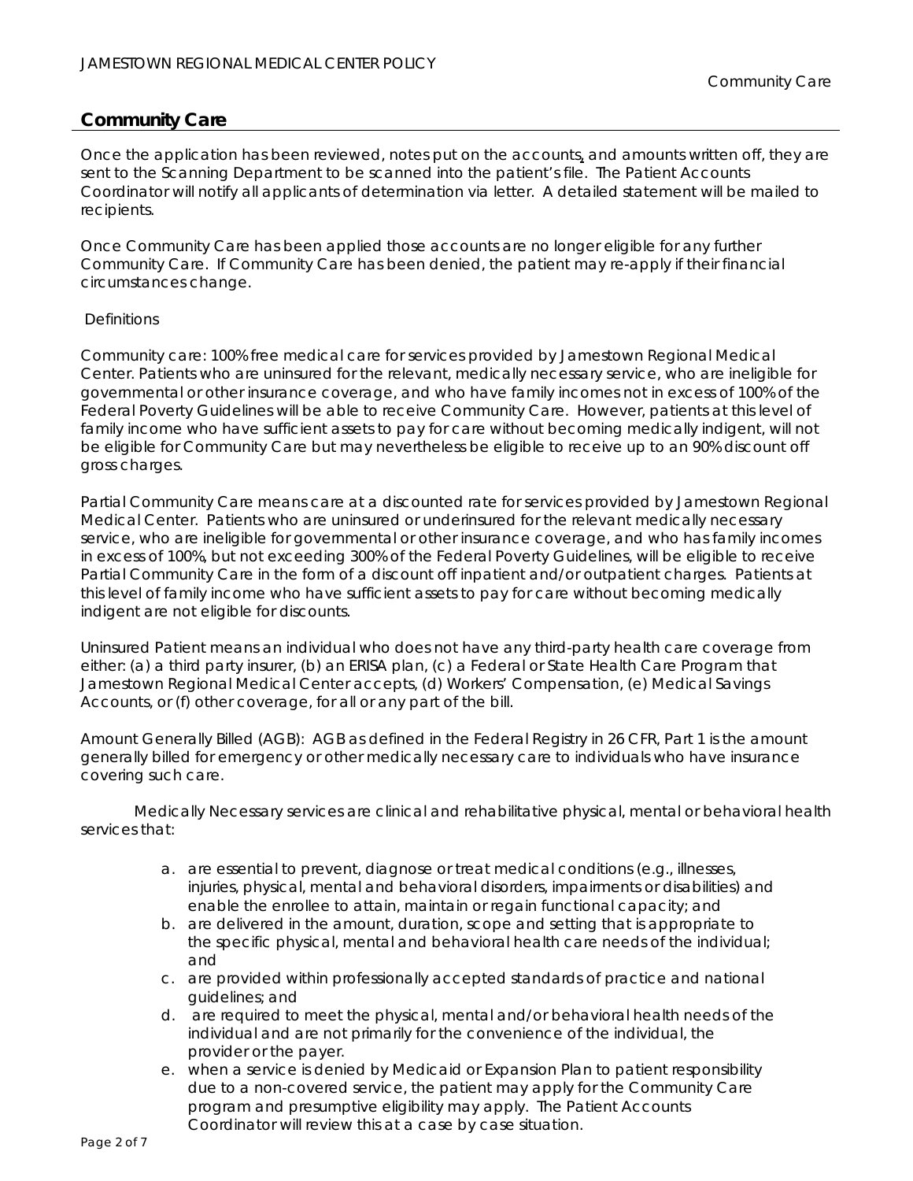## Community Care

Once the application has been reviewed, notes put on the accounts, and amounts written off, they are sent to the Scanning Department to be scanned into the patient's file. The Patient Accounts Coordinator will notify all applicants of determination via letter. A detailed statement will be mailed to recipients.

Once Community Care has been applied those accounts are no longer eligible for any further Community Care. If Community Care has been denied, the patient may re-apply if their financial circumstances change.

Definitions

Community care: 100% free medical care for services provided by Jamestown Regional Medical Center. Patients who are uninsured for the relevant, medically necessary service, who are ineligible for governmental or other insurance coverage, and who have family incomes not in excess of 100% of the Federal Poverty Guidelines will be able to receive Community Care. However, patients at this level of family income who have sufficient assets to pay for care without becoming medically indigent, will not be eligible for Community Care but may nevertheless be eligible to receive up to an 90% discount off gross charges.

Partial Community Care means care at a discounted rate for services provided by Jamestown Regional Medical Center. Patients who are uninsured or underinsured for the relevant medically necessary service, who are ineligible for governmental or other insurance coverage, and who has family incomes in excess of 100%, but not exceeding 300% of the Federal Poverty Guidelines, will be eligible to receive Partial Community Care in the form of a discount off inpatient and/or outpatient charges. Patients at this level of family income who have sufficient assets to pay for care without becoming medically indigent are not eligible for discounts.

Uninsured Patient means an individual who does not have any third-party health care coverage from either: (a) a third party insurer, (b) an ERISA plan, (c) a Federal or State Health Care Program that Jamestown Regional Medical Center accepts, (d) Workers' Compensation, (e) Medical Savings Accounts, or (f) other coverage, for all or any part of the bill.

Amount Generally Billed (AGB): AGB as defined in the Federal Registry in 26 CFR, Part 1 is the amount generally billed for emergency or other medically necessary care to individuals who have insurance covering such care.

Medically Necessary services are clinical and rehabilitative physical, mental or behavioral health services that:

a. are essential to prevent, diagnose or treat medical conditions (e.g., illnesses, injuries, physical, mental and behavioral disorders, impairments or disabilities) and enable the enrollee to attain, maintain or regain functional capacity; and
b. are delivered in the amount, duration, scope and setting that is appropriate to the specific physical, mental and behavioral health care needs of the individual; and
c. are provided within professionally accepted standards of practice and national guidelines; and
d. are required to meet the physical, mental and/or behavioral health needs of the individual and are not primarily for the convenience of the individual, the provider or the payer.
e. when a service is denied by Medicaid or Expansion Plan to patient responsibility due to a non-covered service, the patient may apply for the Community Care program and presumptive eligibility may apply. The Patient Accounts Coordinator will review this at a case by case situation.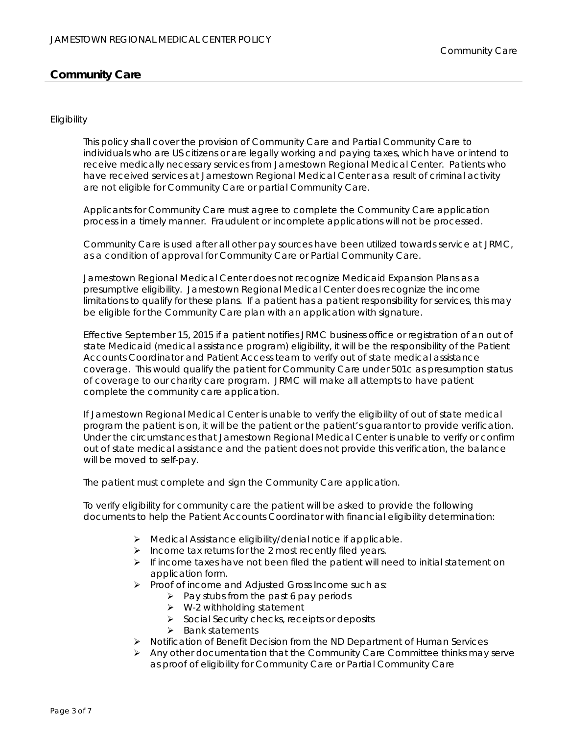## Community Care

Eligibility

This policy shall cover the provision of Community Care and Partial Community Care to individuals who are US citizens or are legally working and paying taxes, which have or intend to receive medically necessary services from Jamestown Regional Medical Center. Patients who have received services at Jamestown Regional Medical Center as a result of criminal activity are not eligible for Community Care or partial Community Care.

Applicants for Community Care must agree to complete the Community Care application process in a timely manner. Fraudulent or incomplete applications will not be processed.

Community Care is used after all other pay sources have been utilized towards service at JRMC, as a condition of approval for Community Care or Partial Community Care.

Jamestown Regional Medical Center does not recognize Medicaid Expansion Plans as a presumptive eligibility. Jamestown Regional Medical Center does recognize the income limitations to qualify for these plans. If a patient has a patient responsibility for services, this may be eligible for the Community Care plan with an application with signature.

Effective September 15, 2015 if a patient notifies JRMC business office or registration of an out of state Medicaid (medical assistance program) eligibility, it will be the responsibility of the Patient Accounts Coordinator and Patient Access team to verify out of state medical assistance coverage. This would qualify the patient for Community Care under 501c as presumption status of coverage to our charity care program. JRMC will make all attempts to have patient complete the community care application.

If Jamestown Regional Medical Center is unable to verify the eligibility of out of state medical program the patient is on, it will be the patient or the patient's guarantor to provide verification. Under the circumstances that Jamestown Regional Medical Center is unable to verify or confirm out of state medical assistance and the patient does not provide this verification, the balance will be moved to self-pay.

The patient must complete and sign the Community Care application.

To verify eligibility for community care the patient will be asked to provide the following documents to help the Patient Accounts Coordinator with financial eligibility determination:

- Medical Assistance eligibility/denial notice if applicable.
- Income tax returns for the 2 most recently filed years.
- If income taxes have not been filed the patient will need to initial statement on application form.
- Proof of income and Adjusted Gross Income such as:
  - Pay stubs from the past 6 pay periods
  - W-2 withholding statement
  - Social Security checks, receipts or deposits
  - Bank statements
- Notification of Benefit Decision from the ND Department of Human Services
- Any other documentation that the Community Care Committee thinks may serve as proof of eligibility for Community Care or Partial Community Care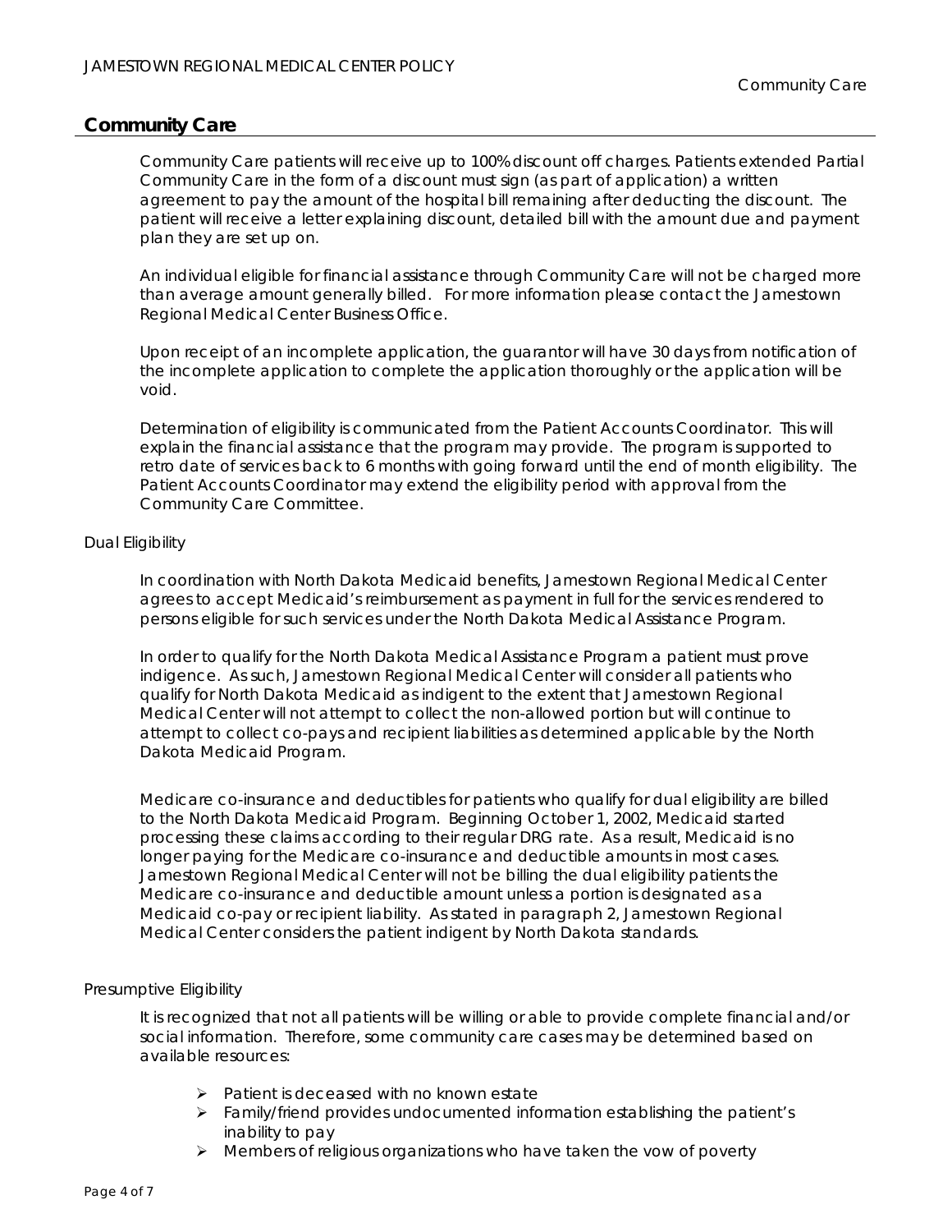## Community Care

Community Care patients will receive up to 100% discount off charges. Patients extended Partial Community Care in the form of a discount must sign (as part of application) a written agreement to pay the amount of the hospital bill remaining after deducting the discount. The patient will receive a letter explaining discount, detailed bill with the amount due and payment plan they are set up on.

An individual eligible for financial assistance through Community Care will not be charged more than average amount generally billed. For more information please contact the Jamestown Regional Medical Center Business Office.

Upon receipt of an incomplete application, the guarantor will have 30 days from notification of the incomplete application to complete the application thoroughly or the application will be void.

Determination of eligibility is communicated from the Patient Accounts Coordinator. This will explain the financial assistance that the program may provide. The program is supported to retro date of services back to 6 months with going forward until the end of month eligibility. The Patient Accounts Coordinator may extend the eligibility period with approval from the Community Care Committee.

### Dual Eligibility

In coordination with North Dakota Medicaid benefits, Jamestown Regional Medical Center agrees to accept Medicaid's reimbursement as payment in full for the services rendered to persons eligible for such services under the North Dakota Medical Assistance Program.

In order to qualify for the North Dakota Medical Assistance Program a patient must prove indigence. As such, Jamestown Regional Medical Center will consider all patients who qualify for North Dakota Medicaid as indigent to the extent that Jamestown Regional Medical Center will not attempt to collect the non-allowed portion but will continue to attempt to collect co-pays and recipient liabilities as determined applicable by the North Dakota Medicaid Program.

Medicare co-insurance and deductibles for patients who qualify for dual eligibility are billed to the North Dakota Medicaid Program. Beginning October 1, 2002, Medicaid started processing these claims according to their regular DRG rate. As a result, Medicaid is no longer paying for the Medicare co-insurance and deductible amounts in most cases. Jamestown Regional Medical Center will not be billing the dual eligibility patients the Medicare co-insurance and deductible amount unless a portion is designated as a Medicaid co-pay or recipient liability. As stated in paragraph 2, Jamestown Regional Medical Center considers the patient indigent by North Dakota standards.

### Presumptive Eligibility

It is recognized that not all patients will be willing or able to provide complete financial and/or social information. Therefore, some community care cases may be determined based on available resources:

- Patient is deceased with no known estate
- Family/friend provides undocumented information establishing the patient's inability to pay
- Members of religious organizations who have taken the vow of poverty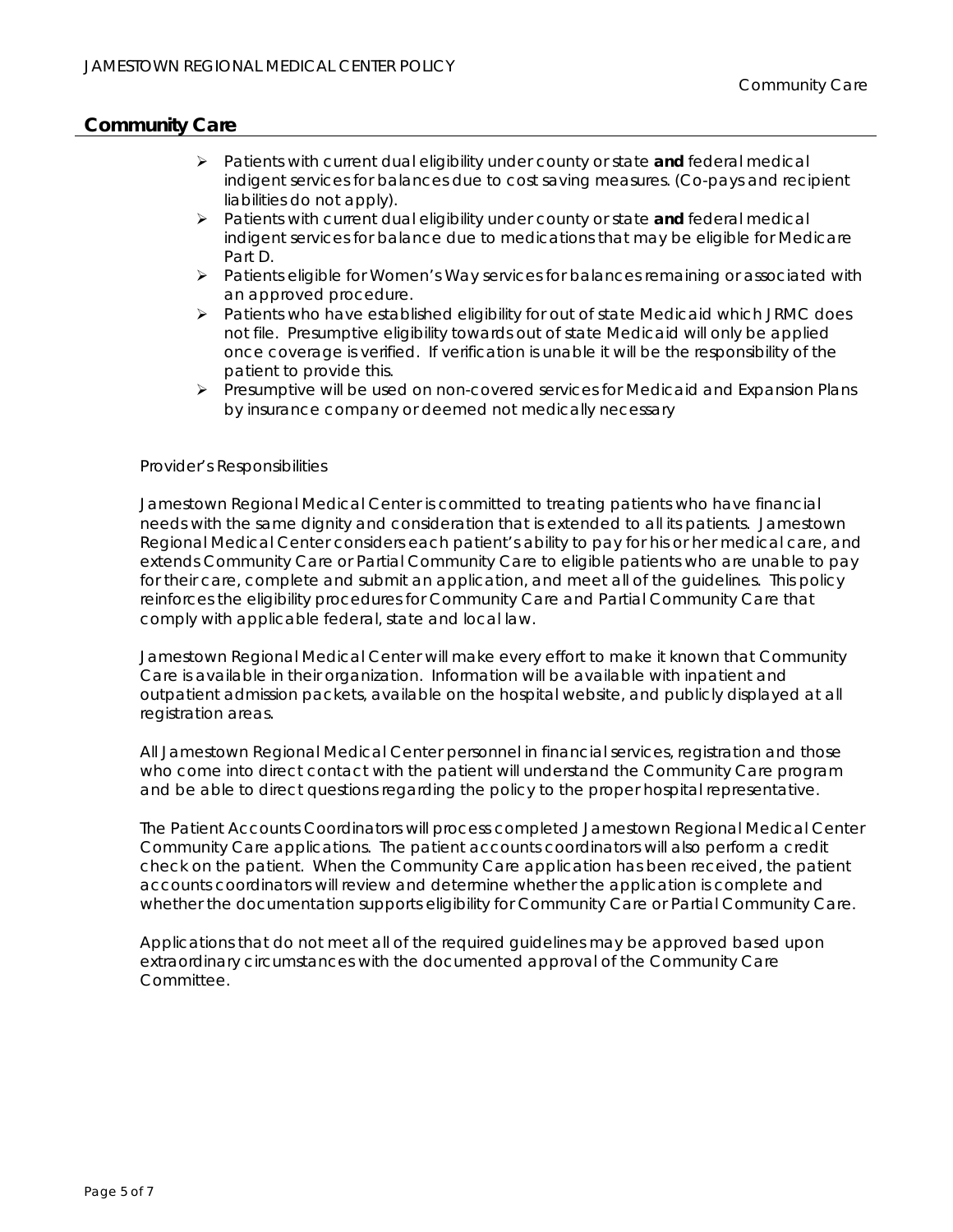## Community Care

- Patients with current dual eligibility under county or state **and** federal medical indigent services for balances due to cost saving measures. (Co-pays and recipient liabilities do not apply).
- Patients with current dual eligibility under county or state **and** federal medical indigent services for balance due to medications that may be eligible for Medicare Part D.
- Patients eligible for Women's Way services for balances remaining or associated with an approved procedure.
- Patients who have established eligibility for out of state Medicaid which JRMC does not file. Presumptive eligibility towards out of state Medicaid will only be applied once coverage is verified. If verification is unable it will be the responsibility of the patient to provide this.
- Presumptive will be used on non-covered services for Medicaid and Expansion Plans by insurance company or deemed not medically necessary

Provider's Responsibilities

Jamestown Regional Medical Center is committed to treating patients who have financial needs with the same dignity and consideration that is extended to all its patients. Jamestown Regional Medical Center considers each patient's ability to pay for his or her medical care, and extends Community Care or Partial Community Care to eligible patients who are unable to pay for their care, complete and submit an application, and meet all of the guidelines. This policy reinforces the eligibility procedures for Community Care and Partial Community Care that comply with applicable federal, state and local law.

Jamestown Regional Medical Center will make every effort to make it known that Community Care is available in their organization. Information will be available with inpatient and outpatient admission packets, available on the hospital website, and publicly displayed at all registration areas.

All Jamestown Regional Medical Center personnel in financial services, registration and those who come into direct contact with the patient will understand the Community Care program and be able to direct questions regarding the policy to the proper hospital representative.

The Patient Accounts Coordinators will process completed Jamestown Regional Medical Center Community Care applications. The patient accounts coordinators will also perform a credit check on the patient. When the Community Care application has been received, the patient accounts coordinators will review and determine whether the application is complete and whether the documentation supports eligibility for Community Care or Partial Community Care.

Applications that do not meet all of the required guidelines may be approved based upon extraordinary circumstances with the documented approval of the Community Care Committee.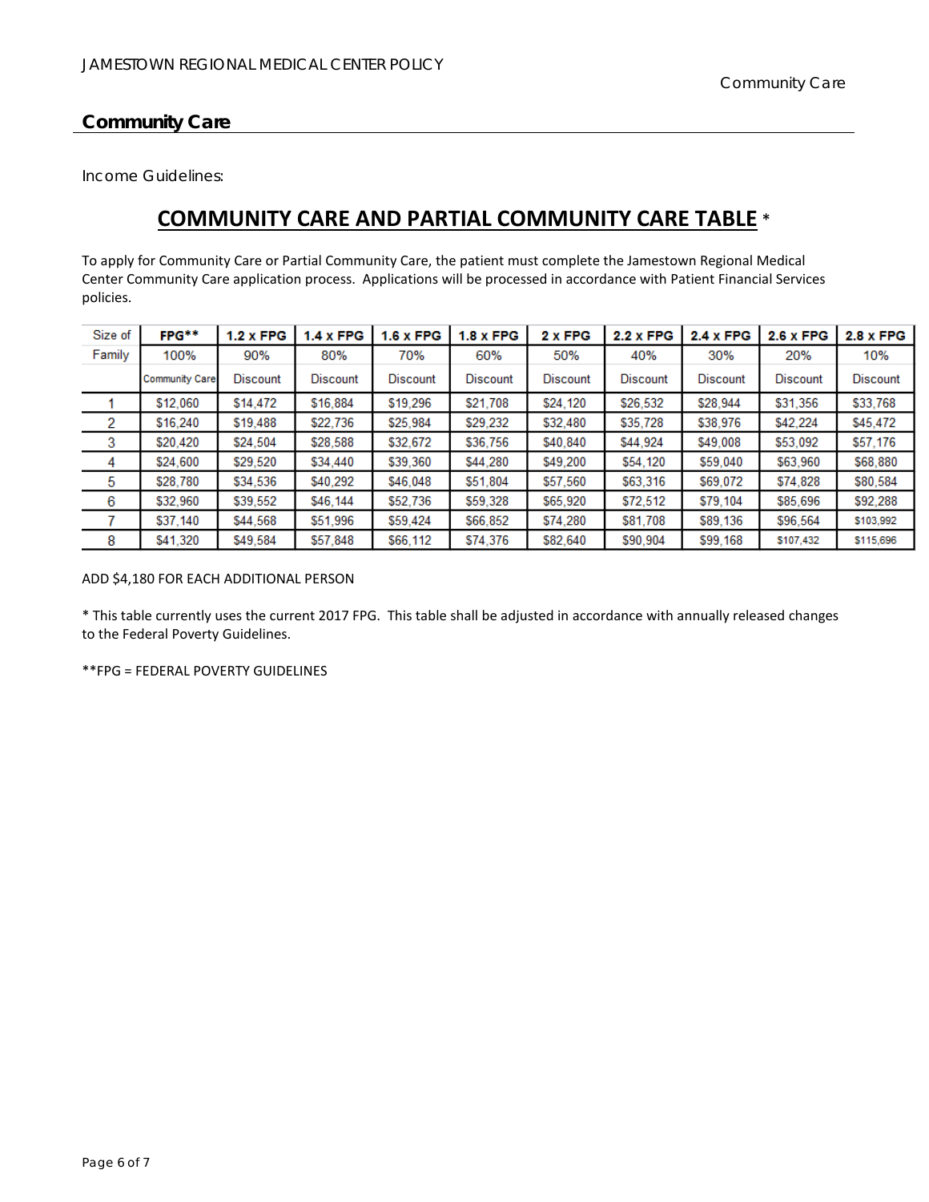## Community Care

Income Guidelines:

# COMMUNITY CARE AND PARTIAL COMMUNITY CARE TABLE *

To apply for Community Care or Partial Community Care, the patient must complete the Jamestown Regional Medical Center Community Care application process. Applications will be processed in accordance with Patient Financial Services policies.

| Size of Family | FPG** | 1.2 x FPG | 1.4 x FPG | 1.6 x FPG | 1.8 x FPG | 2 x FPG | 2.2 x FPG | 2.4 x FPG | 2.6 x FPG | 2.8 x FPG |
|---|---|---|---|---|---|---|---|---|---|---|
| | 100% | 90% | 80% | 70% | 60% | 50% | 40% | 30% | 20% | 10% |
| | Community Care | Discount | Discount | Discount | Discount | Discount | Discount | Discount | Discount | Discount |
| 1 | $12,060 | $14,472 | $16,884 | $19,296 | $21,708 | $24,120 | $26,532 | $28,944 | $31,356 | $33,768 |
| 2 | $16,240 | $19,488 | $22,736 | $25,984 | $29,232 | $32,480 | $35,728 | $38,976 | $42,224 | $45,472 |
| 3 | $20,420 | $24,504 | $28,588 | $32,672 | $36,756 | $40,840 | $44,924 | $49,008 | $53,092 | $57,176 |
| 4 | $24,600 | $29,520 | $34,440 | $39,360 | $44,280 | $49,200 | $54,120 | $59,040 | $63,960 | $68,880 |
| 5 | $28,780 | $34,536 | $40,292 | $46,048 | $51,804 | $57,560 | $63,316 | $69,072 | $74,828 | $80,584 |
| 6 | $32,960 | $39,552 | $46,144 | $52,736 | $59,328 | $65,920 | $72,512 | $79,104 | $85,696 | $92,288 |
| 7 | $37,140 | $44,568 | $51,996 | $59,424 | $66,852 | $74,280 | $81,708 | $89,136 | $96,564 | $103,992 |
| 8 | $41,320 | $49,584 | $57,848 | $66,112 | $74,376 | $82,640 | $90,904 | $99,168 | $107,432 | $115,696 |

ADD $4,180 FOR EACH ADDITIONAL PERSON

* This table currently uses the current 2017 FPG. This table shall be adjusted in accordance with annually released changes to the Federal Poverty Guidelines.

**FPG = FEDERAL POVERTY GUIDELINES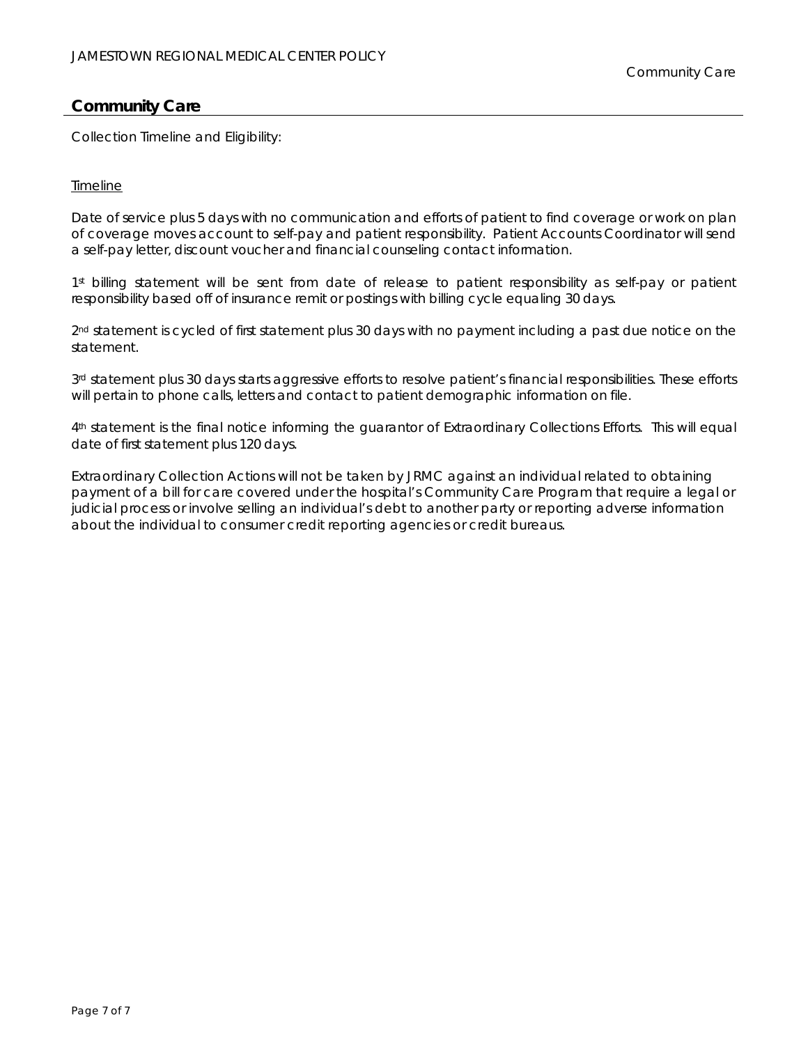## Community Care

Collection Timeline and Eligibility:

Timeline

Date of service plus 5 days with no communication and efforts of patient to find coverage or work on plan of coverage moves account to self-pay and patient responsibility. Patient Accounts Coordinator will send a self-pay letter, discount voucher and financial counseling contact information.

1st billing statement will be sent from date of release to patient responsibility as self-pay or patient responsibility based off of insurance remit or postings with billing cycle equaling 30 days.

2nd statement is cycled of first statement plus 30 days with no payment including a past due notice on the statement.

3rd statement plus 30 days starts aggressive efforts to resolve patient's financial responsibilities. These efforts will pertain to phone calls, letters and contact to patient demographic information on file.

4th statement is the final notice informing the guarantor of Extraordinary Collections Efforts. This will equal date of first statement plus 120 days.

Extraordinary Collection Actions will not be taken by JRMC against an individual related to obtaining payment of a bill for care covered under the hospital's Community Care Program that require a legal or judicial process or involve selling an individual's debt to another party or reporting adverse information about the individual to consumer credit reporting agencies or credit bureaus.